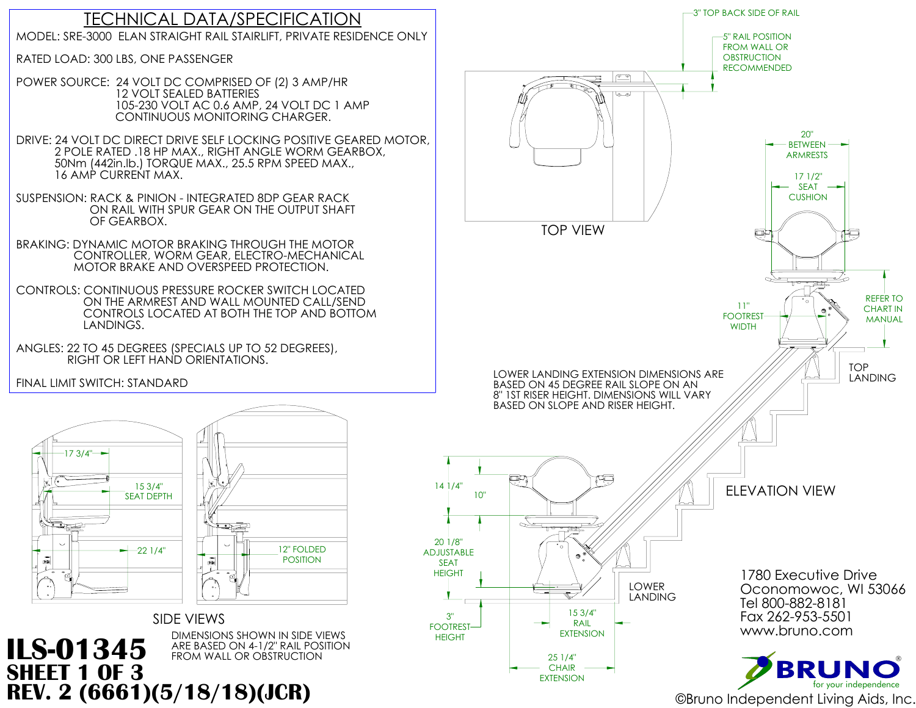# TECHNICAL DATA/SPECIFICATION

MODEL: SRE-3000 ELAN STRAIGHT RAIL STAIRLIFT, PRIVATE RESIDENCE ONLY

RATED LOAD: 300 LBS, ONE PASSENGER

POWER SOURCE: 24 VOLT DC COMPRISED OF (2) 3 AMP/HR 12 VOLT SEALED BATTERIES 105-230 VOLT AC 0.6 AMP, 24 VOLT DC 1 AMP CONTINUOUS MONITORING CHARGER.

DRIVE: 24 VOLT DC DIRECT DRIVE SELF LOCKING POSITIVE GEARED MOTOR, 2 POLE RATED .18 HP MAX., RIGHT ANGLE WORM GEARBOX, 50Nm (442in.lb.) TORQUE MAX., 25.5 RPM SPEED MAX., 16 AMP CURRENT MAX.

SUSPENSION: RACK & PINION - INTEGRATED 8DP GEAR RACK ON RAIL WITH SPUR GEAR ON THE OUTPUT SHAFT OF GEARBOX.

BRAKING: DYNAMIC MOTOR BRAKING THROUGH THE MOTOR CONTROLLER, WORM GEAR, ELECTRO-MECHANICAL MOTOR BRAKE AND OVERSPEED PROTECTION.

CONTROLS: CONTINUOUS PRESSURE ROCKER SWITCH LOCATED ON THE ARMREST AND WALL MOUNTED CALL/SEND CONTROLS LOCATED AT BOTH THE TOP AND BOTTOM LANDINGS.

ANGLES: 22 TO 45 DEGREES (SPECIALS UP TO 52 DEGREES), RIGHT OR LEFT HAND ORIENTATIONS.

FINAL LIMIT SWITCH: STANDARD

## TOP VIEW

3" TOP BACK SIDE OF RAIL

5" RAIL POSITION FROM WALL OR OBSTRUCTION RECOMMENDED

## ELEVATION VIEW

20" BETWEEN ARMRESTS

17 1/2" SEAT CUSHION

11" FOOTREST WIDTH

REFER TO CHART IN MANUAL

TOP LANDING

LOWER LANDING EXTENSION DIMENSIONS ARE BASED ON 45 DEGREE RAIL SLOPE ON AN 8" 1ST RISER HEIGHT. DIMENSIONS WILL VARY BASED ON SLOPE AND RISER HEIGHT.

14 1/4"

10"

20 1/8" ADJUSTABLE SEAT HEIGHT

3" FOOTREST HEIGHT

LOWER LANDING

15 3/4" RAIL EXTENSION

25 1/4" CHAIR EXTENSION

## SIDE VIEWS

17 3/4"

15 3/4" SEAT DEPTH

22 1/4"

12" FOLDED POSITION

DIMENSIONS SHOWN IN SIDE VIEWS ARE BASED ON 4-1/2" RAIL POSITION FROM WALL OR OBSTRUCTION

**ILS-01345**
**SHEET 1 OF 3**
**REV. 2 (6661)(5/18/18)(JCR)**

1780 Executive Drive
Oconomowoc, WI 53066
Tel 800-882-8181
Fax 262-953-5501
www.bruno.com

BRUNO® for your independence

©Bruno Independent Living Aids, Inc.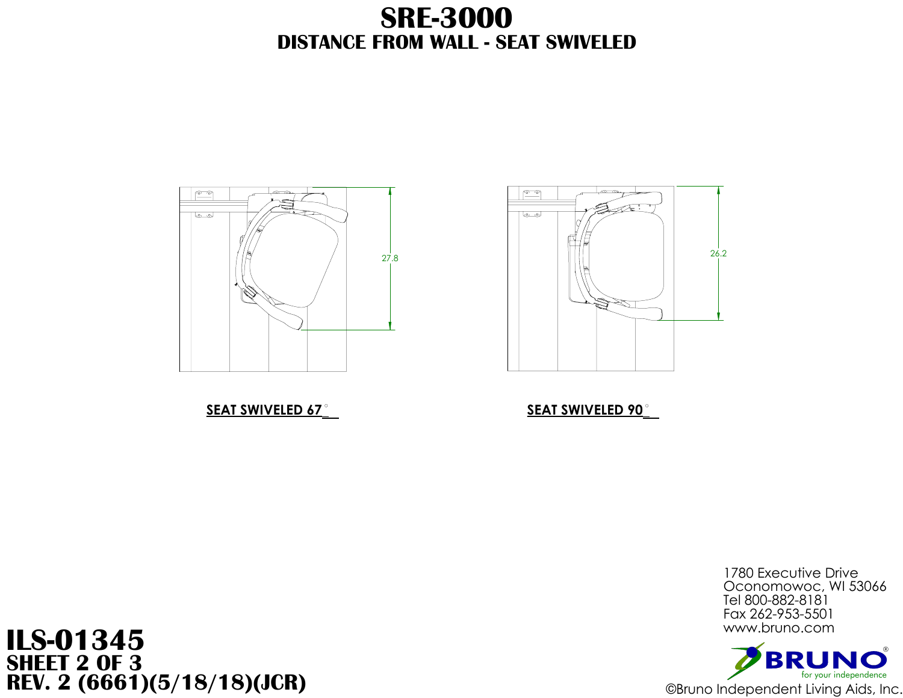# SRE-3000

## DISTANCE FROM WALL - SEAT SWIVELED

27.8

**SEAT SWIVELED 67°**

26.2

**SEAT SWIVELED 90°**

1780 Executive Drive
Oconomowoc, WI 53066
Tel 800-882-8181
Fax 262-953-5501
www.bruno.com

BRUNO®
for your independence

©Bruno Independent Living Aids, Inc.

**ILS-01345**
**SHEET 2 OF 3**
**REV. 2 (6661)(5/18/18)(JCR)**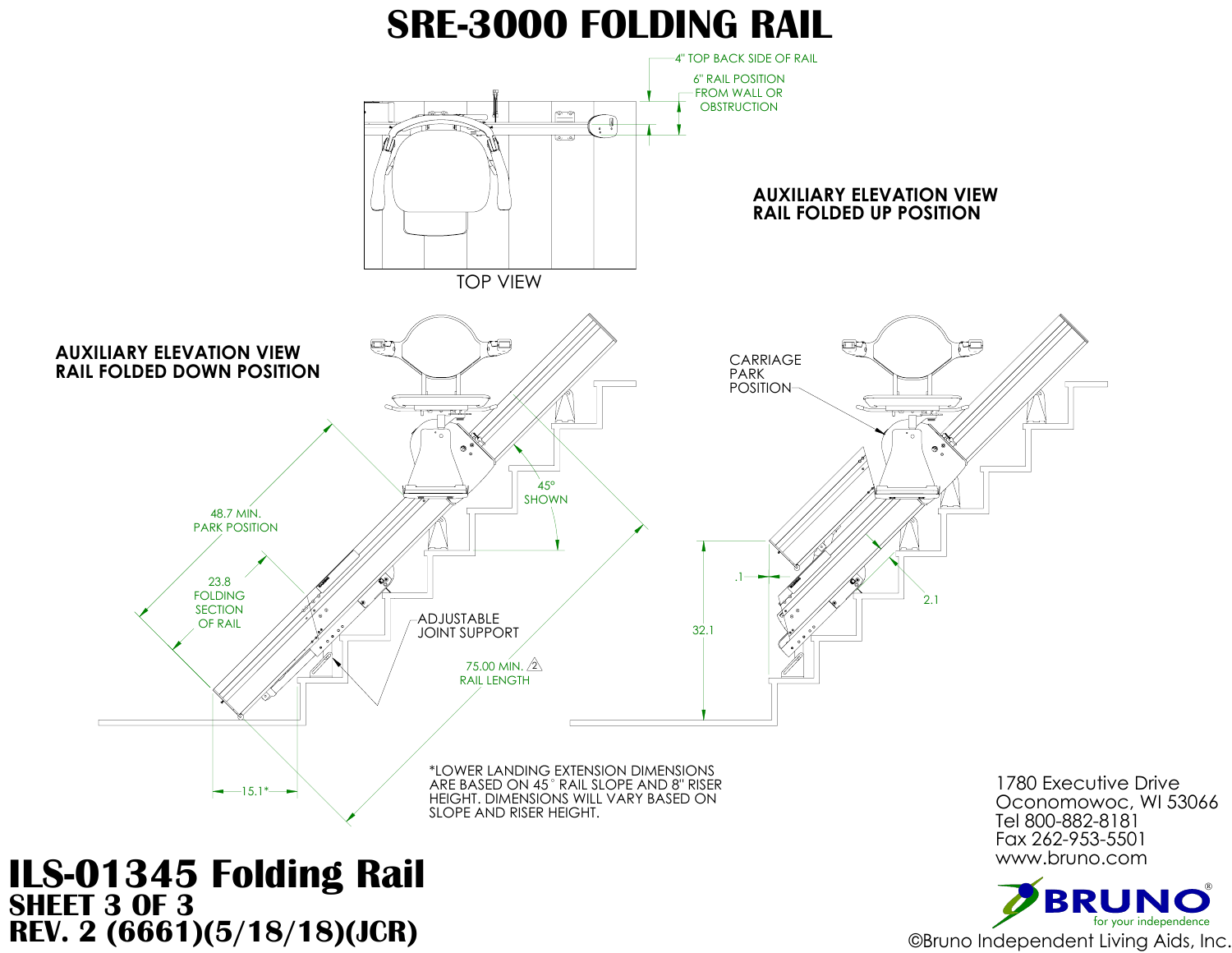# SRE-3000 FOLDING RAIL

4" TOP BACK SIDE OF RAIL

6" RAIL POSITION FROM WALL OR OBSTRUCTION

TOP VIEW

**AUXILIARY ELEVATION VIEW**
**RAIL FOLDED UP POSITION**

**AUXILIARY ELEVATION VIEW**
**RAIL FOLDED DOWN POSITION**

48.7 MIN.
PARK POSITION

23.8
FOLDING
SECTION
OF RAIL

45°
SHOWN

ADJUSTABLE
JOINT SUPPORT

75.00 MIN. 2
RAIL LENGTH

15.1*

CARRIAGE
PARK
POSITION

.1

32.1

2.1

*LOWER LANDING EXTENSION DIMENSIONS ARE BASED ON 45° RAIL SLOPE AND 8" RISER HEIGHT. DIMENSIONS WILL VARY BASED ON SLOPE AND RISER HEIGHT.

# ILS-01345 Folding Rail

**SHEET 3 OF 3**
**REV. 2 (6661)(5/18/18)(JCR)**

1780 Executive Drive
Oconomowoc, WI 53066
Tel 800-882-8181
Fax 262-953-5501
www.bruno.com

BRUNO®
for your independence

©Bruno Independent Living Aids, Inc.